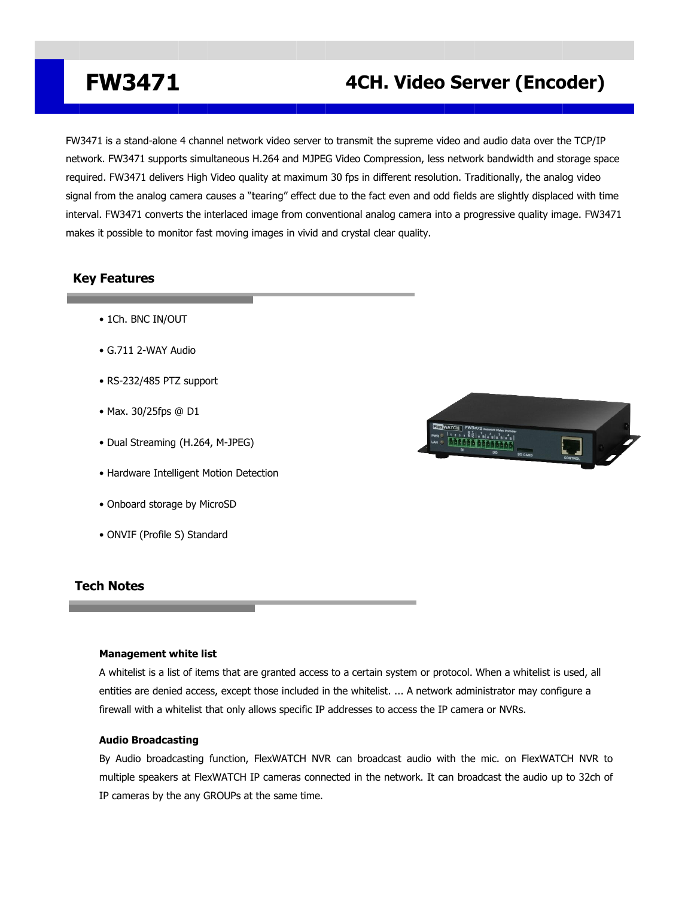# FW3471 4CH. Video Server (Encoder)

FW3471 is a stand-alone 4 channel network video server to transmit the supreme video and audio data over the TCP/IP network. FW3471 supports simultaneous H.264 and MJPEG Video Compression, less network bandwidth and storage space required. FW3471 delivers High Video quality at maximum 30 fps in different resolution. Traditionally, the analog video signal from the analog camera causes a "tearing" effect due to the fact even and odd fields are slightly displaced with time interval. FW3471 converts the interlaced image from conventional analog camera into a progressive quality image. FW3471 makes it possible to monitor fast moving images in vivid and crystal clear quality.

## Key Features

- 1Ch. BNC IN/OUT
- G.711 2-WAY Audio
- RS-232/485 PTZ support
- Max. 30/25fps @ D1
- Dual Streaming (H.264, M-JPEG)
- Hardware Intelligent Motion Detection
- Onboard storage by MicroSD
- ONVIF (Profile S) Standard

## Tech Notes

**Management white list**

A whitelist is a list of items that are granted access to a certain system or protocol. When a whitelist is used, all entities are denied access, except those included in the whitelist. ... A network administrator may configure a firewall with a whitelist that only allows specific IP addresses to access the IP camera or NVRs.

**Audio Broadcasting**

By Audio broadcasting function, FlexWATCH NVR can broadcast audio with the mic. on FlexWATCH NVR to multiple speakers at FlexWATCH IP cameras connected in the network. It can broadcast the audio up to 32ch of IP cameras by the any GROUPs at the same time.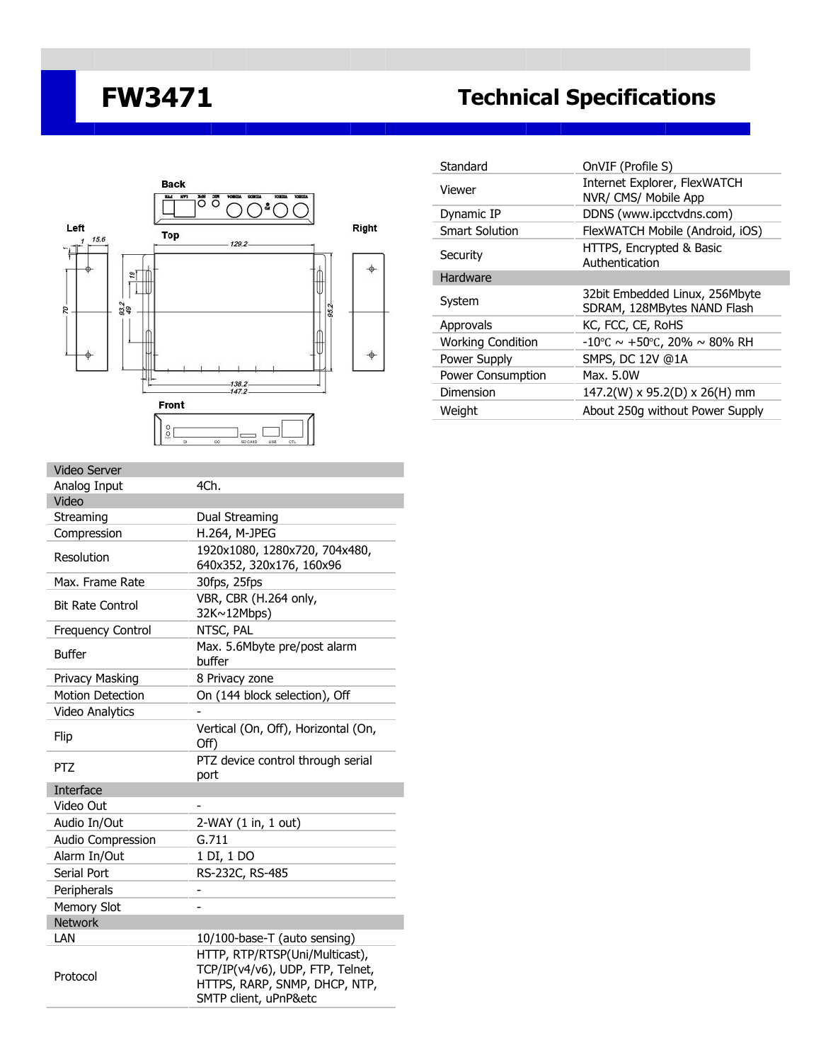# FW3471 Technical Specifications

Back

Left

Top

Right

Front

15.6

129.2

93.2

49

19

70

95.2

138.2

147.2

| | |
|---|---|
| **Video Server** | |
| Analog Input | 4Ch. |
| **Video** | |
| Streaming | Dual Streaming |
| Compression | H.264, M-JPEG |
| Resolution | 1920x1080, 1280x720, 704x480, 640x352, 320x176, 160x96 |
| Max. Frame Rate | 30fps, 25fps |
| Bit Rate Control | VBR, CBR (H.264 only, 32K~12Mbps) |
| Frequency Control | NTSC, PAL |
| Buffer | Max. 5.6Mbyte pre/post alarm buffer |
| Privacy Masking | 8 Privacy zone |
| Motion Detection | On (144 block selection), Off |
| Video Analytics | - |
| Flip | Vertical (On, Off), Horizontal (On, Off) |
| PTZ | PTZ device control through serial port |
| **Interface** | |
| Video Out | - |
| Audio In/Out | 2-WAY (1 in, 1 out) |
| Audio Compression | G.711 |
| Alarm In/Out | 1 DI, 1 DO |
| Serial Port | RS-232C, RS-485 |
| Peripherals | - |
| Memory Slot | - |
| **Network** | |
| LAN | 10/100-base-T (auto sensing) |
| Protocol | HTTP, RTP/RTSP(Uni/Multicast), TCP/IP(v4/v6), UDP, FTP, Telnet, HTTPS, RARP, SNMP, DHCP, NTP, SMTP client, uPnP&etc |

| | |
|---|---|
| Standard | OnVIF (Profile S) |
| Viewer | Internet Explorer, FlexWATCH NVR/ CMS/ Mobile App |
| Dynamic IP | DDNS (www.ipcctvdns.com) |
| Smart Solution | FlexWATCH Mobile (Android, iOS) |
| Security | HTTPS, Encrypted & Basic Authentication |
| **Hardware** | |
| System | 32bit Embedded Linux, 256Mbyte SDRAM, 128MBytes NAND Flash |
| Approvals | KC, FCC, CE, RoHS |
| Working Condition | -10℃ ~ +50℃, 20% ~ 80% RH |
| Power Supply | SMPS, DC 12V @1A |
| Power Consumption | Max. 5.0W |
| Dimension | 147.2(W) x 95.2(D) x 26(H) mm |
| Weight | About 250g without Power Supply |